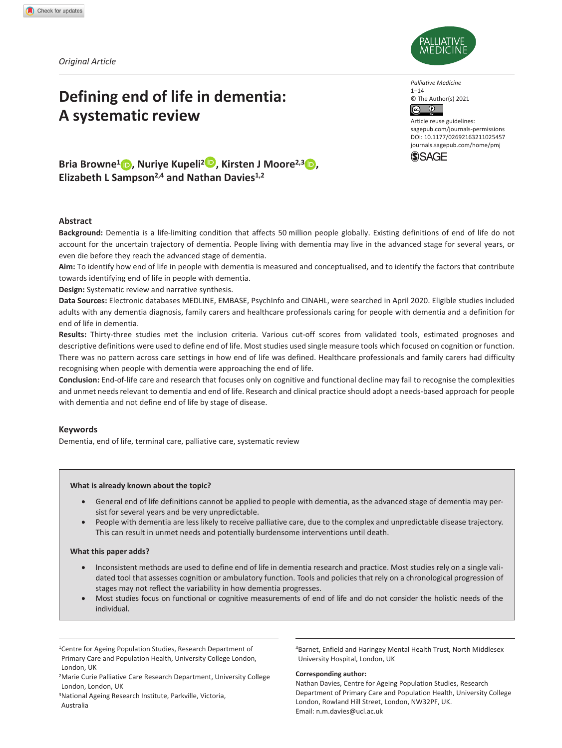*Original Article*

# Defining end of life in dementia: A systematic review

**Bria Browne[1], Nuriye Kupeli[2], Kirsten J Moore[2,3], Elizabeth L Sampson[2,4] and Nathan Davies[1,2]**

*Palliative Medicine*
1–14
© The Author(s) 2021
Article reuse guidelines:
sagepub.com/journals-permissions
DOI: 10.1177/02692163211025457
journals.sagepub.com/home/pmj

## Abstract

**Background:** Dementia is a life-limiting condition that affects 50 million people globally. Existing definitions of end of life do not account for the uncertain trajectory of dementia. People living with dementia may live in the advanced stage for several years, or even die before they reach the advanced stage of dementia.

**Aim:** To identify how end of life in people with dementia is measured and conceptualised, and to identify the factors that contribute towards identifying end of life in people with dementia.

**Design:** Systematic review and narrative synthesis.

**Data Sources:** Electronic databases MEDLINE, EMBASE, PsychInfo and CINAHL, were searched in April 2020. Eligible studies included adults with any dementia diagnosis, family carers and healthcare professionals caring for people with dementia and a definition for end of life in dementia.

**Results:** Thirty-three studies met the inclusion criteria. Various cut-off scores from validated tools, estimated prognoses and descriptive definitions were used to define end of life. Most studies used single measure tools which focused on cognition or function. There was no pattern across care settings in how end of life was defined. Healthcare professionals and family carers had difficulty recognising when people with dementia were approaching the end of life.

**Conclusion:** End-of-life care and research that focuses only on cognitive and functional decline may fail to recognise the complexities and unmet needs relevant to dementia and end of life. Research and clinical practice should adopt a needs-based approach for people with dementia and not define end of life by stage of disease.

### Keywords

Dementia, end of life, terminal care, palliative care, systematic review

### What is already known about the topic?

- General end of life definitions cannot be applied to people with dementia, as the advanced stage of dementia may persist for several years and be very unpredictable.
- People with dementia are less likely to receive palliative care, due to the complex and unpredictable disease trajectory. This can result in unmet needs and potentially burdensome interventions until death.

### What this paper adds?

- Inconsistent methods are used to define end of life in dementia research and practice. Most studies rely on a single validated tool that assesses cognition or ambulatory function. Tools and policies that rely on a chronological progression of stages may not reflect the variability in how dementia progresses.
- Most studies focus on functional or cognitive measurements of end of life and do not consider the holistic needs of the individual.

[1]Centre for Ageing Population Studies, Research Department of Primary Care and Population Health, University College London, London, UK
[2]Marie Curie Palliative Care Research Department, University College London, London, UK
[3]National Ageing Research Institute, Parkville, Victoria, Australia
[4]Barnet, Enfield and Haringey Mental Health Trust, North Middlesex University Hospital, London, UK

**Corresponding author:**
Nathan Davies, Centre for Ageing Population Studies, Research Department of Primary Care and Population Health, University College London, Rowland Hill Street, London, NW32PF, UK.
Email: n.m.davies@ucl.ac.uk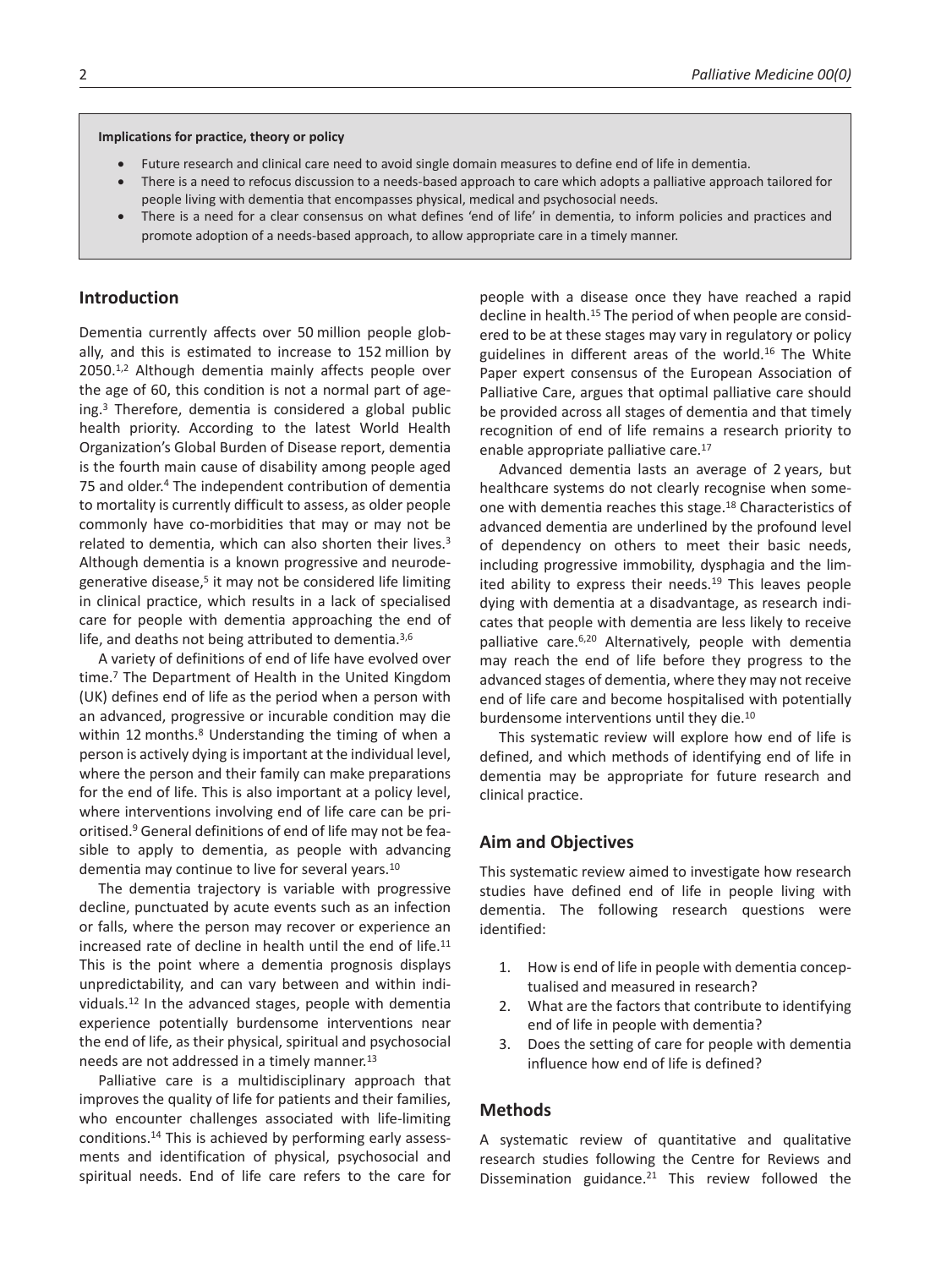**Implications for practice, theory or policy**

- Future research and clinical care need to avoid single domain measures to define end of life in dementia.
- There is a need to refocus discussion to a needs-based approach to care which adopts a palliative approach tailored for people living with dementia that encompasses physical, medical and psychosocial needs.
- There is a need for a clear consensus on what defines 'end of life' in dementia, to inform policies and practices and promote adoption of a needs-based approach, to allow appropriate care in a timely manner.

## Introduction

Dementia currently affects over 50 million people globally, and this is estimated to increase to 152 million by 2050.[1,2] Although dementia mainly affects people over the age of 60, this condition is not a normal part of ageing.[3] Therefore, dementia is considered a global public health priority. According to the latest World Health Organization's Global Burden of Disease report, dementia is the fourth main cause of disability among people aged 75 and older.[4] The independent contribution of dementia to mortality is currently difficult to assess, as older people commonly have co-morbidities that may or may not be related to dementia, which can also shorten their lives.[3] Although dementia is a known progressive and neurodegenerative disease,[5] it may not be considered life limiting in clinical practice, which results in a lack of specialised care for people with dementia approaching the end of life, and deaths not being attributed to dementia.[3,6]

A variety of definitions of end of life have evolved over time.[7] The Department of Health in the United Kingdom (UK) defines end of life as the period when a person with an advanced, progressive or incurable condition may die within 12 months.[8] Understanding the timing of when a person is actively dying is important at the individual level, where the person and their family can make preparations for the end of life. This is also important at a policy level, where interventions involving end of life care can be prioritised.[9] General definitions of end of life may not be feasible to apply to dementia, as people with advancing dementia may continue to live for several years.[10]

The dementia trajectory is variable with progressive decline, punctuated by acute events such as an infection or falls, where the person may recover or experience an increased rate of decline in health until the end of life.[11] This is the point where a dementia prognosis displays unpredictability, and can vary between and within individuals.[12] In the advanced stages, people with dementia experience potentially burdensome interventions near the end of life, as their physical, spiritual and psychosocial needs are not addressed in a timely manner.[13]

Palliative care is a multidisciplinary approach that improves the quality of life for patients and their families, who encounter challenges associated with life-limiting conditions.[14] This is achieved by performing early assessments and identification of physical, psychosocial and spiritual needs. End of life care refers to the care for people with a disease once they have reached a rapid decline in health.[15] The period of when people are considered to be at these stages may vary in regulatory or policy guidelines in different areas of the world.[16] The White Paper expert consensus of the European Association of Palliative Care, argues that optimal palliative care should be provided across all stages of dementia and that timely recognition of end of life remains a research priority to enable appropriate palliative care.[17]

Advanced dementia lasts an average of 2 years, but healthcare systems do not clearly recognise when someone with dementia reaches this stage.[18] Characteristics of advanced dementia are underlined by the profound level of dependency on others to meet their basic needs, including progressive immobility, dysphagia and the limited ability to express their needs.[19] This leaves people dying with dementia at a disadvantage, as research indicates that people with dementia are less likely to receive palliative care.[6,20] Alternatively, people with dementia may reach the end of life before they progress to the advanced stages of dementia, where they may not receive end of life care and become hospitalised with potentially burdensome interventions until they die.[10]

This systematic review will explore how end of life is defined, and which methods of identifying end of life in dementia may be appropriate for future research and clinical practice.

## Aim and Objectives

This systematic review aimed to investigate how research studies have defined end of life in people living with dementia. The following research questions were identified:

1. How is end of life in people with dementia conceptualised and measured in research?
2. What are the factors that contribute to identifying end of life in people with dementia?
3. Does the setting of care for people with dementia influence how end of life is defined?

## Methods

A systematic review of quantitative and qualitative research studies following the Centre for Reviews and Dissemination guidance.[21] This review followed the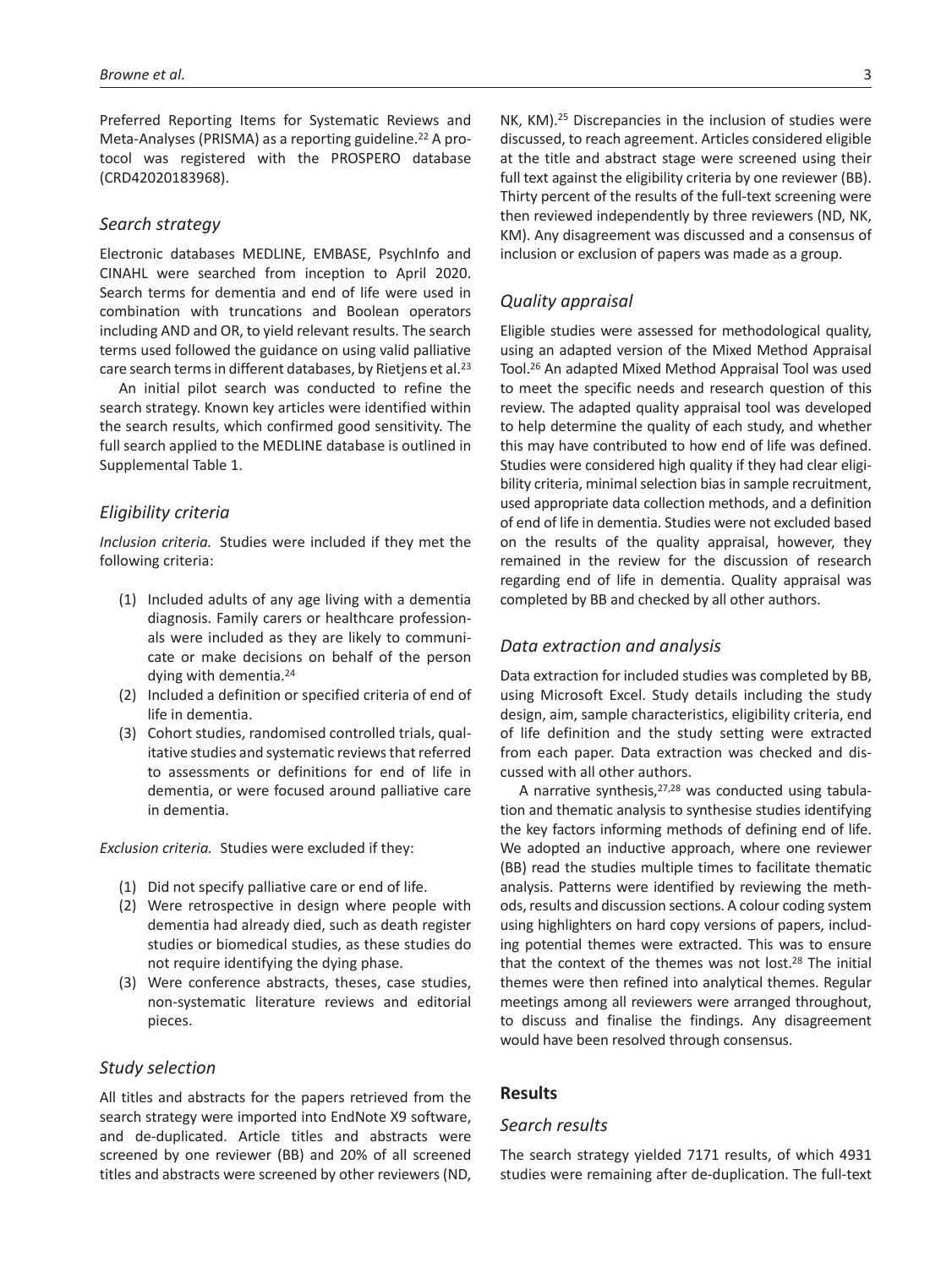Preferred Reporting Items for Systematic Reviews and Meta-Analyses (PRISMA) as a reporting guideline.[22] A protocol was registered with the PROSPERO database (CRD42020183968).

### *Search strategy*

Electronic databases MEDLINE, EMBASE, PsychInfo and CINAHL were searched from inception to April 2020. Search terms for dementia and end of life were used in combination with truncations and Boolean operators including AND and OR, to yield relevant results. The search terms used followed the guidance on using valid palliative care search terms in different databases, by Rietjens et al.[23]

An initial pilot search was conducted to refine the search strategy. Known key articles were identified within the search results, which confirmed good sensitivity. The full search applied to the MEDLINE database is outlined in Supplemental Table 1.

### *Eligibility criteria*

*Inclusion criteria.* Studies were included if they met the following criteria:

(1) Included adults of any age living with a dementia diagnosis. Family carers or healthcare professionals were included as they are likely to communicate or make decisions on behalf of the person dying with dementia.[24]
(2) Included a definition or specified criteria of end of life in dementia.
(3) Cohort studies, randomised controlled trials, qualitative studies and systematic reviews that referred to assessments or definitions for end of life in dementia, or were focused around palliative care in dementia.

*Exclusion criteria.* Studies were excluded if they:

(1) Did not specify palliative care or end of life.
(2) Were retrospective in design where people with dementia had already died, such as death register studies or biomedical studies, as these studies do not require identifying the dying phase.
(3) Were conference abstracts, theses, case studies, non-systematic literature reviews and editorial pieces.

### *Study selection*

All titles and abstracts for the papers retrieved from the search strategy were imported into EndNote X9 software, and de-duplicated. Article titles and abstracts were screened by one reviewer (BB) and 20% of all screened titles and abstracts were screened by other reviewers (ND, NK, KM).[25] Discrepancies in the inclusion of studies were discussed, to reach agreement. Articles considered eligible at the title and abstract stage were screened using their full text against the eligibility criteria by one reviewer (BB). Thirty percent of the results of the full-text screening were then reviewed independently by three reviewers (ND, NK, KM). Any disagreement was discussed and a consensus of inclusion or exclusion of papers was made as a group.

### *Quality appraisal*

Eligible studies were assessed for methodological quality, using an adapted version of the Mixed Method Appraisal Tool.[26] An adapted Mixed Method Appraisal Tool was used to meet the specific needs and research question of this review. The adapted quality appraisal tool was developed to help determine the quality of each study, and whether this may have contributed to how end of life was defined. Studies were considered high quality if they had clear eligibility criteria, minimal selection bias in sample recruitment, used appropriate data collection methods, and a definition of end of life in dementia. Studies were not excluded based on the results of the quality appraisal, however, they remained in the review for the discussion of research regarding end of life in dementia. Quality appraisal was completed by BB and checked by all other authors.

### *Data extraction and analysis*

Data extraction for included studies was completed by BB, using Microsoft Excel. Study details including the study design, aim, sample characteristics, eligibility criteria, end of life definition and the study setting were extracted from each paper. Data extraction was checked and discussed with all other authors.

A narrative synthesis,[27,28] was conducted using tabulation and thematic analysis to synthesise studies identifying the key factors informing methods of defining end of life. We adopted an inductive approach, where one reviewer (BB) read the studies multiple times to facilitate thematic analysis. Patterns were identified by reviewing the methods, results and discussion sections. A colour coding system using highlighters on hard copy versions of papers, including potential themes were extracted. This was to ensure that the context of the themes was not lost.[28] The initial themes were then refined into analytical themes. Regular meetings among all reviewers were arranged throughout, to discuss and finalise the findings. Any disagreement would have been resolved through consensus.

## Results

### *Search results*

The search strategy yielded 7171 results, of which 4931 studies were remaining after de-duplication. The full-text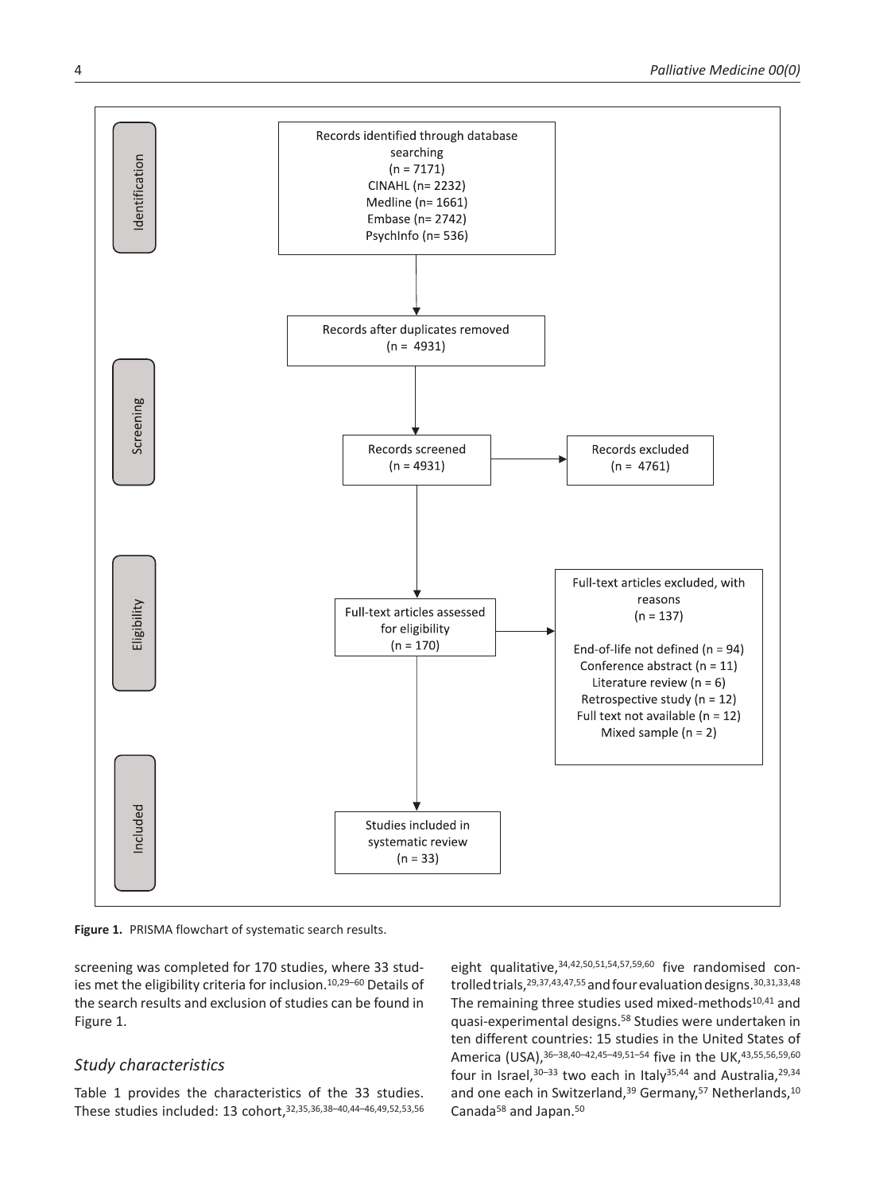Identification

Records identified through database searching (n = 7171)
CINAHL (n= 2232)
Medline (n= 1661)
Embase (n= 2742)
PsychInfo (n= 536)

Records after duplicates removed (n = 4931)

Screening

Records screened (n = 4931)

Records excluded (n = 4761)

Eligibility

Full-text articles assessed for eligibility (n = 170)

Full-text articles excluded, with reasons (n = 137)

End-of-life not defined (n = 94)
Conference abstract (n = 11)
Literature review (n = 6)
Retrospective study (n = 12)
Full text not available (n = 12)
Mixed sample (n = 2)

Included

Studies included in systematic review (n = 33)

**Figure 1.** PRISMA flowchart of systematic search results.

screening was completed for 170 studies, where 33 studies met the eligibility criteria for inclusion.[10,29–60] Details of the search results and exclusion of studies can be found in Figure 1.

### *Study characteristics*

Table 1 provides the characteristics of the 33 studies. These studies included: 13 cohort,[32,35,36,38–40,44–46,49,52,53,56] eight qualitative,[34,42,50,51,54,57,59,60] five randomised controlled trials,[29,37,43,47,55] and four evaluation designs.[30,31,33,48] The remaining three studies used mixed-methods[10,41] and quasi-experimental designs.[58] Studies were undertaken in ten different countries: 15 studies in the United States of America (USA),[36–38,40–42,45–49,51–54] five in the UK,[43,55,56,59,60] four in Israel,[30–33] two each in Italy[35,44] and Australia,[29,34] and one each in Switzerland,[39] Germany,[57] Netherlands,[10] Canada[58] and Japan.[50]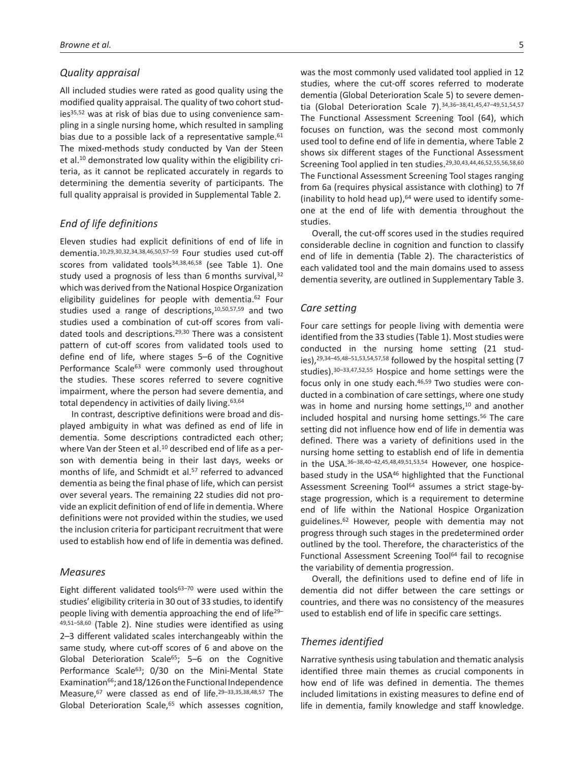## Quality appraisal

All included studies were rated as good quality using the modified quality appraisal. The quality of two cohort studies[35,52] was at risk of bias due to using convenience sampling in a single nursing home, which resulted in sampling bias due to a possible lack of a representative sample.[61] The mixed-methods study conducted by Van der Steen et al.[10] demonstrated low quality within the eligibility criteria, as it cannot be replicated accurately in regards to determining the dementia severity of participants. The full quality appraisal is provided in Supplemental Table 2.

## End of life definitions

Eleven studies had explicit definitions of end of life in dementia.[10,29,30,32,34,38,46,50,57–59] Four studies used cut-off scores from validated tools[34,38,46,58] (see Table 1). One study used a prognosis of less than 6 months survival,[32] which was derived from the National Hospice Organization eligibility guidelines for people with dementia.[62] Four studies used a range of descriptions,[10,50,57,59] and two studies used a combination of cut-off scores from validated tools and descriptions.[29,30] There was a consistent pattern of cut-off scores from validated tools used to define end of life, where stages 5–6 of the Cognitive Performance Scale[63] were commonly used throughout the studies. These scores referred to severe cognitive impairment, where the person had severe dementia, and total dependency in activities of daily living.[63,64]

In contrast, descriptive definitions were broad and displayed ambiguity in what was defined as end of life in dementia. Some descriptions contradicted each other; where Van der Steen et al.[10] described end of life as a person with dementia being in their last days, weeks or months of life, and Schmidt et al.[57] referred to advanced dementia as being the final phase of life, which can persist over several years. The remaining 22 studies did not provide an explicit definition of end of life in dementia. Where definitions were not provided within the studies, we used the inclusion criteria for participant recruitment that were used to establish how end of life in dementia was defined.

## Measures

Eight different validated tools[63–70] were used within the studies' eligibility criteria in 30 out of 33 studies, to identify people living with dementia approaching the end of life[29–49,51–58,60] (Table 2). Nine studies were identified as using 2–3 different validated scales interchangeably within the same study, where cut-off scores of 6 and above on the Global Deterioration Scale[65]; 5–6 on the Cognitive Performance Scale[63]; 0/30 on the Mini-Mental State Examination[66]; and 18/126 on the Functional Independence Measure,[67] were classed as end of life.[29–33,35,38,48,57] The Global Deterioration Scale,[65] which assesses cognition, was the most commonly used validated tool applied in 12 studies, where the cut-off scores referred to moderate dementia (Global Deterioration Scale 5) to severe dementia (Global Deterioration Scale 7).[34,36–38,41,45,47–49,51,54,57] The Functional Assessment Screening Tool (64), which focuses on function, was the second most commonly used tool to define end of life in dementia, where Table 2 shows six different stages of the Functional Assessment Screening Tool applied in ten studies.[29,30,43,44,46,52,55,56,58,60] The Functional Assessment Screening Tool stages ranging from 6a (requires physical assistance with clothing) to 7f (inability to hold head up),[64] were used to identify someone at the end of life with dementia throughout the studies.

Overall, the cut-off scores used in the studies required considerable decline in cognition and function to classify end of life in dementia (Table 2). The characteristics of each validated tool and the main domains used to assess dementia severity, are outlined in Supplementary Table 3.

## Care setting

Four care settings for people living with dementia were identified from the 33 studies (Table 1). Most studies were conducted in the nursing home setting (21 studies),[29,34–45,48–51,53,54,57,58] followed by the hospital setting (7 studies).[30–33,47,52,55] Hospice and home settings were the focus only in one study each.[46,59] Two studies were conducted in a combination of care settings, where one study was in home and nursing home settings,[10] and another included hospital and nursing home settings.[56] The care setting did not influence how end of life in dementia was defined. There was a variety of definitions used in the nursing home setting to establish end of life in dementia in the USA.[36–38,40–42,45,48,49,51,53,54] However, one hospice-based study in the USA[46] highlighted that the Functional Assessment Screening Tool[64] assumes a strict stage-by-stage progression, which is a requirement to determine end of life within the National Hospice Organization guidelines.[62] However, people with dementia may not progress through such stages in the predetermined order outlined by the tool. Therefore, the characteristics of the Functional Assessment Screening Tool[64] fail to recognise the variability of dementia progression.

Overall, the definitions used to define end of life in dementia did not differ between the care settings or countries, and there was no consistency of the measures used to establish end of life in specific care settings.

## Themes identified

Narrative synthesis using tabulation and thematic analysis identified three main themes as crucial components in how end of life was defined in dementia. The themes included limitations in existing measures to define end of life in dementia, family knowledge and staff knowledge.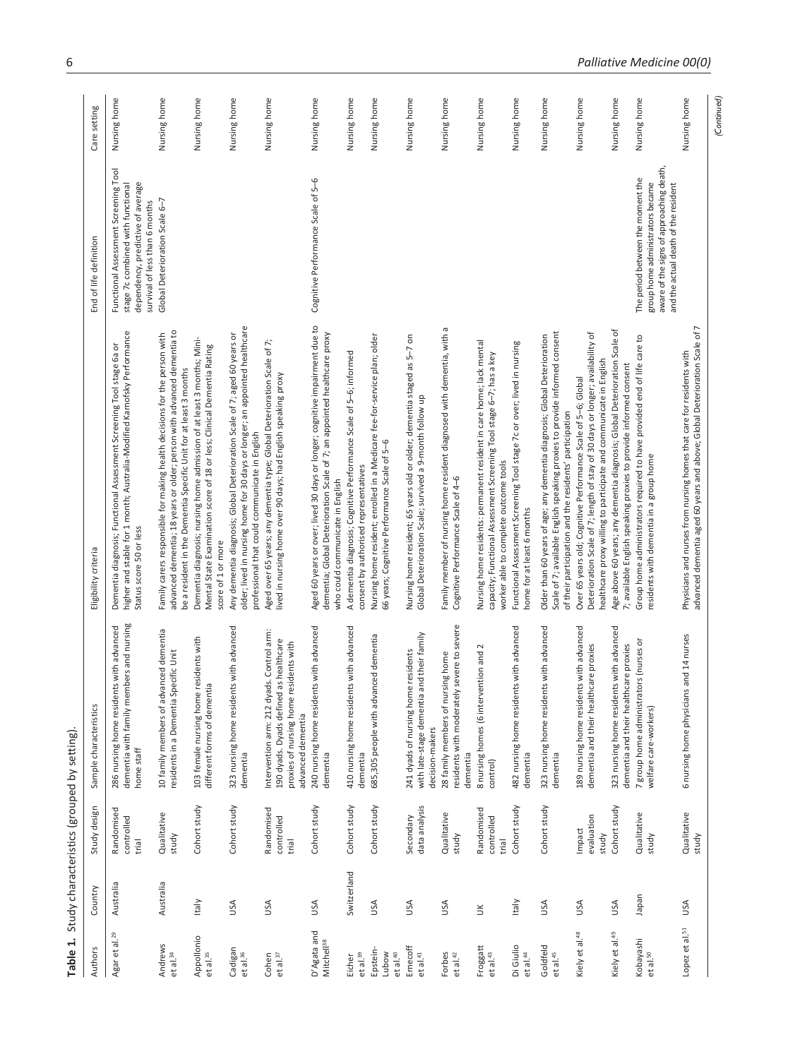**Table 1.** Study characteristics (grouped by setting).

| Authors | Country | Study design | Sample characteristics | Eligibility criteria | End of life definition | Care setting |
|---|---|---|---|---|---|---|
| Agar et al.[29] | Australia | Randomised controlled trial | 286 nursing home residents with advanced dementia with family members and nursing home staff | Dementia diagnosis; Functional Assessment Screening Tool stage 6a or higher and stable for 1 month; Australia-Modified Karnofsky Performance Status score 50 or less | Functional Assessment Screening Tool stage 7c combined with functional dependency, predictive of average survival of less than 6 months | Nursing home |
| Andrews et al.[34] | Australia | Qualitative study | 10 family members of advanced dementia residents in a Dementia Specific Unit | Family carers responsible for making health decisions for the person with advanced dementia; 18 years or older; person with advanced dementia to be a resident in the Dementia Specific Unit for at least 3 months | Global Deterioration Scale 6–7 | Nursing home |
| Appollonio et al.[35] | Italy | Cohort study | 103 female nursing home residents with different forms of dementia | Dementia diagnosis; nursing home admission of at least 3 months; Mini-Mental State Examination score of 18 or less; Clinical Dementia Rating score of 1 or more | | Nursing home |
| Cadigan et al.[36] | USA | Cohort study | 323 nursing home residents with advanced dementia | Any dementia diagnosis; Global Deterioration Scale of 7; aged 60 years or older; lived in nursing home for 30 days or longer; an appointed healthcare professional that could communicate in English | | Nursing home |
| Cohen et al.[37] | USA | Randomised controlled trial | Intervention arm: 212 dyads. Control arm: 190 dyads. Dyads defined as healthcare proxies of nursing home residents with advanced dementia | Aged over 65 years; any dementia type; Global Deterioration Scale of 7; lived in nursing home over 90 days; had English speaking proxy | | Nursing home |
| D'Agata and Mitchell[38] | USA | Cohort study | 240 nursing home residents with advanced dementia | Aged 60 years or over; lived 30 days or longer; cognitive impairment due to dementia; Global Deterioration Scale of 7; an appointed healthcare proxy who could communicate in English | Cognitive Performance Scale of 5–6 | Nursing home |
| Eicher et al.[39] | Switzerland | Cohort study | 410 nursing home residents with advanced dementia | A dementia diagnosis; Cognitive Performance Scale of 5–6; informed consent by authorised representatives | | Nursing home |
| Epstein-Lubow et al.[40] | USA | Cohort study | 685,305 people with advanced dementia | Nursing home resident; enrolled in a Medicare fee-for-service plan; older 66 years; Cognitive Performance Scale of 5–6 | | Nursing home |
| Emecoff et al.[41] | USA | Secondary data analysis | 241 dyads of nursing home residents with late-stage dementia and their family decision-makers | Nursing home resident; 65 years old or older; dementia staged as 5–7 on Global Deterioration Scale; survived a 9-month follow up | | Nursing home |
| Forbes et al.[42] | USA | Qualitative study | 28 family members of nursing home residents with moderately severe to severe dementia | Family member of nursing home resident diagnosed with dementia, with a Cognitive Performance Scale of 4–6 | | Nursing home |
| Froggatt et al.[43] | UK | Randomised controlled trial | 8 nursing homes (6 intervention and 2 control) | Nursing home residents: permanent resident in care home; lack mental capacity; Functional Assessment Screening Tool stage 6–7; has a key worker able to complete outcome tools | | Nursing home |
| Di Giulio et al.[44] | Italy | Cohort study | 482 nursing home residents with advanced dementia | Functional Assessment Screening Tool stage 7c or over; lived in nursing home for at least 6 months | | Nursing home |
| Goldfeld et al.[45] | USA | Cohort study | 323 nursing home residents with advanced dementia | Older than 60 years of age; any dementia diagnosis; Global Deterioration Scale of 7; available English speaking proxies to provide informed consent of their participation and the residents' participation | | Nursing home |
| Kiely et al.[48] | USA | Impact evaluation study | 189 nursing home residents with advanced dementia and their healthcare proxies | Over 65 years old; Cognitive Performance Scale of 5–6; Global Deterioration Scale of 7; length of stay of 30 days or longer; availability of healthcare proxy willing to participate and communicate in English | | Nursing home |
| Kiely et al.[49] | USA | Cohort study | 323 nursing home residents with advanced dementia and their healthcare proxies | Age above 60 years; any dementia diagnosis; Global Deterioration Scale of 7; available English speaking proxies to provide informed consent | | Nursing home |
| Kobayashi et al.[50] | Japan | Qualitative study | 7 group home administrators (nurses or welfare care-workers) | Group home administrators required to have provided end of life care to residents with dementia in a group home | The period between the moment the group home administrators became aware of the signs of approaching death, and the actual death of the resident | Nursing home |
| Lopez et al.[51] | USA | Qualitative study | 6 nursing home physicians and 14 nurses | Physicians and nurses from nursing homes that care for residents with advanced dementia aged 60 years and above; Global Deterioration Scale of 7 | | Nursing home |

*(Continued)*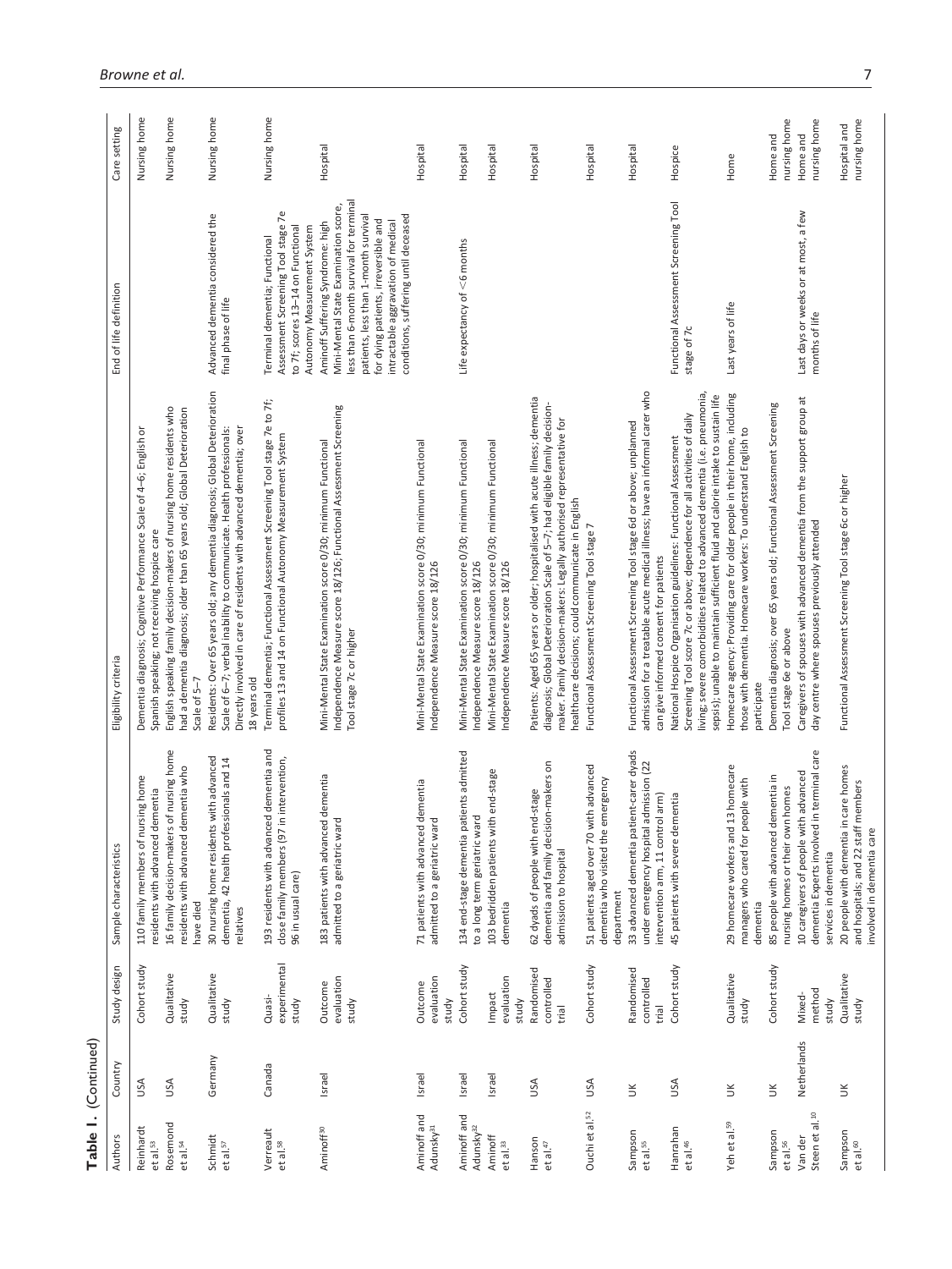**Table 1.** (Continued)

| Authors | Country | Study design | Sample characteristics | Eligibility criteria | End of life definition | Care setting |
|---|---|---|---|---|---|---|
| Reinhardt et al.[53] | USA | Cohort study | 110 family members of nursing home residents with advanced dementia | Dementia diagnosis; Cognitive Performance Scale of 4–6; English or Spanish speaking; not receiving hospice care | | Nursing home |
| Rosemond et al.[54] | USA | Qualitative study | 16 family decision-makers of nursing home residents with advanced dementia who have died | English speaking family decision-makers of nursing home residents who had a dementia diagnosis; older than 65 years old; Global Deterioration Scale of 5–7 | | Nursing home |
| Schmidt et al.[57] | Germany | Qualitative study | 30 nursing home residents with advanced dementia, 42 health professionals and 14 relatives | Residents: Over 65 years old; any dementia diagnosis; Global Deterioration Scale of 6–7; verbal inability to communicate. Health professionals: Directly involved in care of residents with advanced dementia; over 18 years old | Advanced dementia considered the final phase of life | Nursing home |
| Verreault et al.[58] | Canada | Quasi-experimental study | 193 residents with advanced dementia and close family members (97 in intervention, 96 in usual care) | Terminal dementia; Functional Assessment Screening Tool stage 7e to 7f; profiles 13 and 14 on Functional Autonomy Measurement System | Terminal dementia; Functional Assessment Screening Tool stage 7e to 7f; scores 13–14 on Functional Autonomy Measurement System | Nursing home |
| Aminoff[30] | Israel | Outcome evaluation study | 183 patients with advanced dementia admitted to a geriatric ward | Mini-Mental State Examination score 0/30; minimum Functional Independence Measure score 18/126; Functional Assessment Screening Tool stage 7c or higher | Aminoff Suffering Syndrome: high Mini-Mental State Examination score, less than 6-month survival for terminal patients, less than 1-month survival for dying patients, irreversible and intractable aggravation of medical conditions, suffering until deceased | Hospital |
| Aminoff and Adunsky[31] | Israel | Outcome evaluation study | 71 patients with advanced dementia admitted to a geriatric ward | Mini-Mental State Examination score 0/30; minimum Functional Independence Measure score 18/126 | | Hospital |
| Aminoff and Adunsky[32] | Israel | Cohort study | 134 end-stage dementia patients admitted to a long term geriatric ward | Mini-Mental State Examination score 0/30; minimum Functional Independence Measure score 18/126 | Life expectancy of <6 months | Hospital |
| Aminoff et al.[33] | Israel | Impact evaluation study | 103 bedridden patients with end-stage dementia | Mini-Mental State Examination score 0/30; minimum Functional Independence Measure score 18/126 | | Hospital |
| Hanson et al.[47] | USA | Randomised controlled trial | 62 dyads of people with end-stage dementia and family decision-makers on admission to hospital | Patients: Aged 65 years or older; hospitalised with acute illness; dementia diagnosis; Global Deterioration Scale of 5–7; had eligible family decision-maker. Family decision-makers: Legally authorised representative for healthcare decisions; could communicate in English | | Hospital |
| Ouchi et al.[52] | USA | Cohort study | 51 patients aged over 70 with advanced dementia who visited the emergency department | Functional Assessment Screening Tool stage 7 | | Hospital |
| Sampson et al.[55] | UK | Randomised controlled trial | 33 advanced dementia patient-carer dyads under emergency hospital admission (22 intervention arm, 11 control arm) | Functional Assessment Screening Tool stage 6d or above; unplanned admission for a treatable acute medical illness; have an informal carer who can give informed consent for patients | | Hospital |
| Hanrahan et al.[46] | USA | Cohort study | 45 patients with severe dementia | National Hospice Organisation guidelines: Functional Assessment Screening Tool score 7c or above; dependence for all activities of daily living; severe comorbidities related to advanced dementia (i.e. pneumonia, sepsis); unable to maintain sufficient fluid and calorie intake to sustain life | Functional Assessment Screening Tool stage of 7c | Hospice |
| Yeh et al.[59] | UK | Qualitative study | 29 homecare workers and 13 homecare managers who cared for people with dementia | Homecare agency: Providing care for older people in their home, including those with dementia. Homecare workers: To understand English to participate | Last years of life | Home |
| Sampson et al.[56] | UK | Cohort study | 85 people with advanced dementia in nursing homes or their own homes | Dementia diagnosis; over 65 years old; Functional Assessment Screening Tool stage 6e or above | | Home and nursing home |
| Van der Steen et al.[10] | Netherlands | Mixed-method study | 10 caregivers of people with advanced dementia Experts involved in terminal care services in dementia | Caregivers of spouses with advanced dementia from the support group at day centre where spouses previously attended | Last days or weeks or at most, a few months of life | Home and nursing home |
| Sampson et al.[60] | UK | Qualitative study | 20 people with dementia in care homes and hospitals; and 22 staff members involved in dementia care | Functional Assessment Screening Tool stage 6c or higher | | Hospital and nursing home |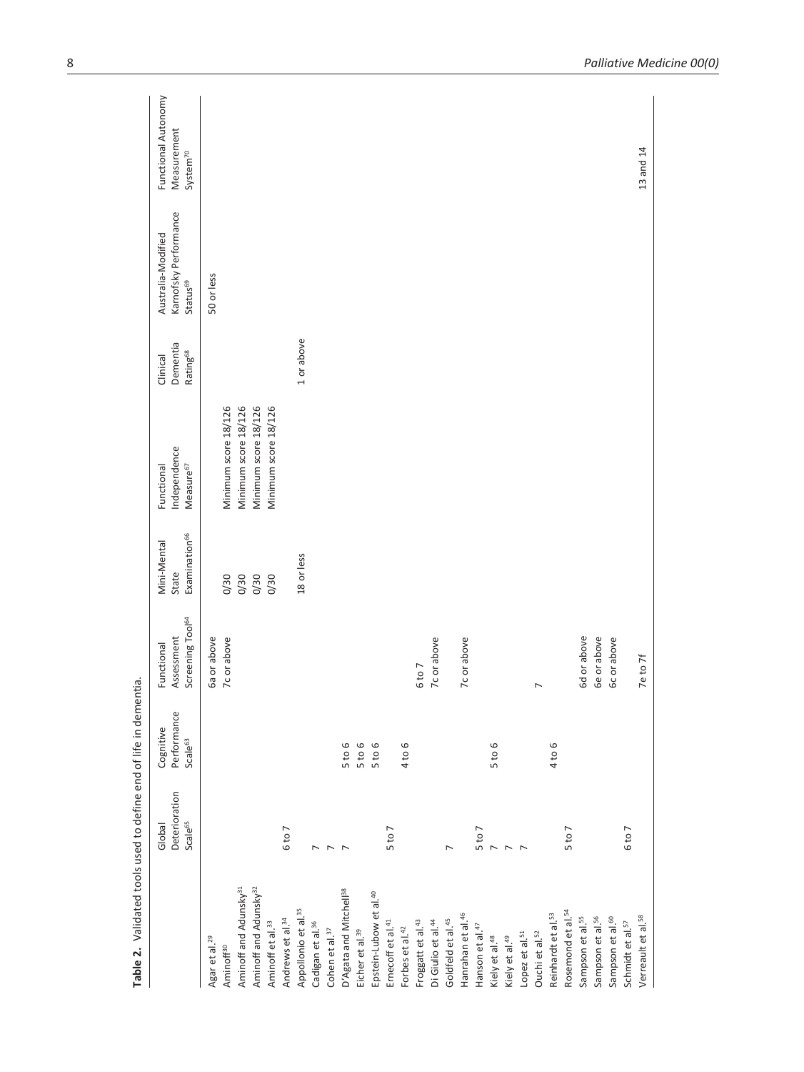**Table 2.** Validated tools used to define end of life in dementia.

| | Global Deterioration Scale[65] | Cognitive Performance Scale[63] | Functional Assessment Screening Tool[64] | Mini-Mental State Examination[66] | Functional Independence Measure[67] | Clinical Dementia Rating[68] | Australia-Modified Karnofsky Performance Status[69] | Functional Autonomy Measurement System[70] |
|---|---|---|---|---|---|---|---|---|
| Agar et al.[29] | | | 6a or above | | | | 50 or less | |
| Aminoff[30] | | | 7c or above | 0/30 | Minimum score 18/126 | | | |
| Aminoff and Adunsky[31] | | | | 0/30 | Minimum score 18/126 | | | |
| Aminoff and Adunsky[32] | | | | 0/30 | Minimum score 18/126 | | | |
| Aminoff et al.[33] | | | | 0/30 | Minimum score 18/126 | | | |
| Andrews et al.[34] | 6 to 7 | | | | | | | |
| Appollonio et al.[35] | | | | 18 or less | | 1 or above | | |
| Cadigan et al.[36] | 7 | | | | | | | |
| Cohen et al.[37] | 7 | | | | | | | |
| D'Agata and Mitchell[38] | 7 | 5 to 6 | | | | | | |
| Eicher et al.[39] | | 5 to 6 | | | | | | |
| Epstein-Lubow et al.[40] | | 5 to 6 | | | | | | |
| Ernecoff et al.[41] | 5 to 7 | | | | | | | |
| Forbes et al.[42] | | 4 to 6 | | | | | | |
| Froggatt et al.[43] | | | 6 to 7 | | | | | |
| Di Giulio et al.[44] | | | 7c or above | | | | | |
| Goldfeld et al.[45] | 7 | | | | | | | |
| Hanrahan et al.[46] | | | 7c or above | | | | | |
| Hanson et al.[47] | 5 to 7 | | | | | | | |
| Kiely et al.[48] | 7 | 5 to 6 | | | | | | |
| Kiely et al.[49] | 7 | | | | | | | |
| Lopez et al.[51] | 7 | | | | | | | |
| Ouchi et al.[52] | | | 7 | | | | | |
| Reinhardt et al.[53] | | 4 to 6 | | | | | | |
| Rosemond et al.[54] | 5 to 7 | | | | | | | |
| Sampson et al.[55] | | | 6d or above | | | | | |
| Sampson et al.[56] | | | 6e or above | | | | | |
| Sampson et al.[60] | | | 6c or above | | | | | |
| Schmidt et al.[57] | 6 to 7 | | | | | | | |
| Verreault et al.[58] | | | 7e to 7f | | | | | 13 and 14 |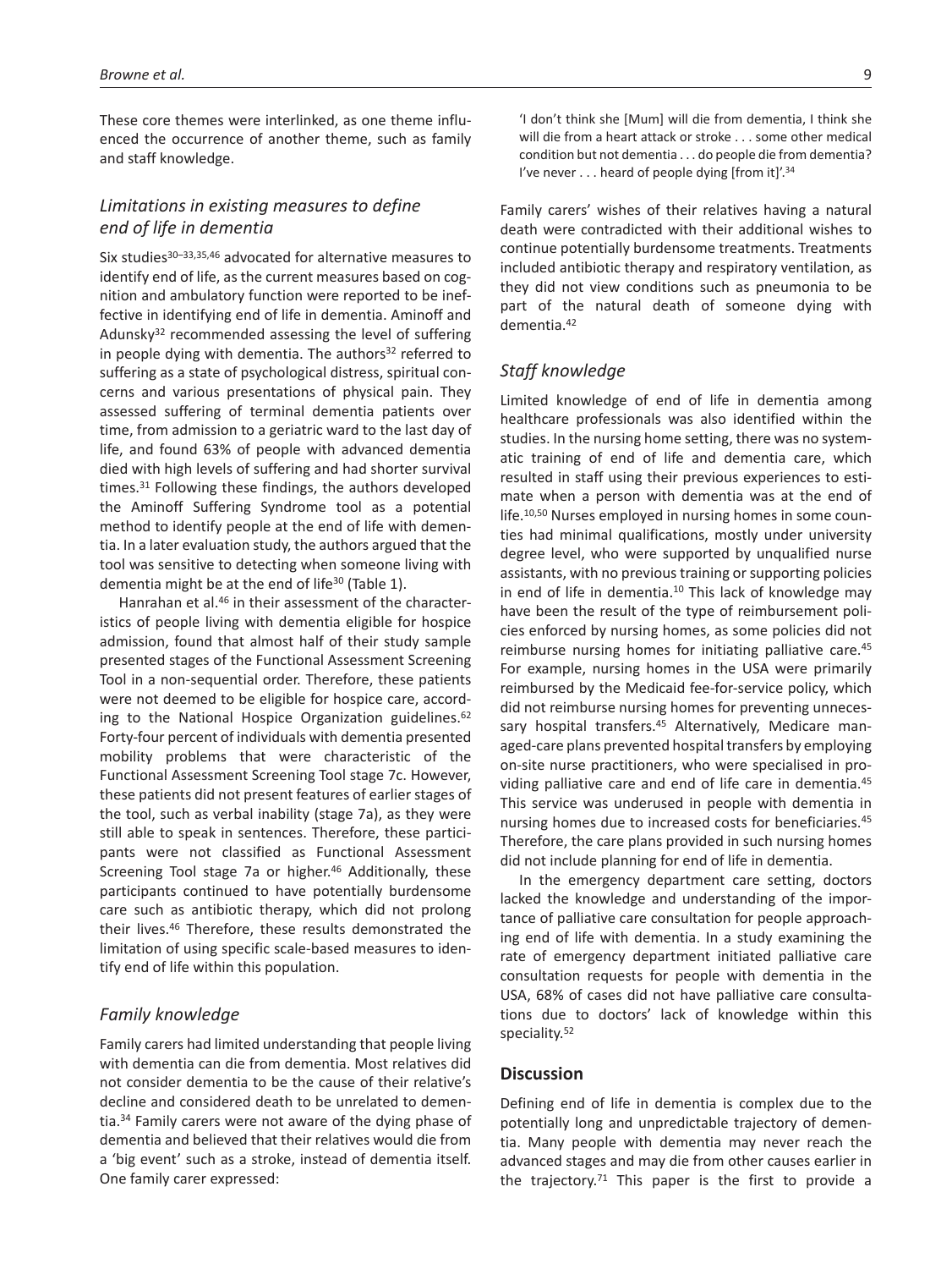These core themes were interlinked, as one theme influenced the occurrence of another theme, such as family and staff knowledge.

### *Limitations in existing measures to define end of life in dementia*

Six studies[30–33,35,46] advocated for alternative measures to identify end of life, as the current measures based on cognition and ambulatory function were reported to be ineffective in identifying end of life in dementia. Aminoff and Adunsky[32] recommended assessing the level of suffering in people dying with dementia. The authors[32] referred to suffering as a state of psychological distress, spiritual concerns and various presentations of physical pain. They assessed suffering of terminal dementia patients over time, from admission to a geriatric ward to the last day of life, and found 63% of people with advanced dementia died with high levels of suffering and had shorter survival times.[31] Following these findings, the authors developed the Aminoff Suffering Syndrome tool as a potential method to identify people at the end of life with dementia. In a later evaluation study, the authors argued that the tool was sensitive to detecting when someone living with dementia might be at the end of life[30] (Table 1).

Hanrahan et al.[46] in their assessment of the characteristics of people living with dementia eligible for hospice admission, found that almost half of their study sample presented stages of the Functional Assessment Screening Tool in a non-sequential order. Therefore, these patients were not deemed to be eligible for hospice care, according to the National Hospice Organization guidelines.[62] Forty-four percent of individuals with dementia presented mobility problems that were characteristic of the Functional Assessment Screening Tool stage 7c. However, these patients did not present features of earlier stages of the tool, such as verbal inability (stage 7a), as they were still able to speak in sentences. Therefore, these participants were not classified as Functional Assessment Screening Tool stage 7a or higher.[46] Additionally, these participants continued to have potentially burdensome care such as antibiotic therapy, which did not prolong their lives.[46] Therefore, these results demonstrated the limitation of using specific scale-based measures to identify end of life within this population.

### *Family knowledge*

Family carers had limited understanding that people living with dementia can die from dementia. Most relatives did not consider dementia to be the cause of their relative's decline and considered death to be unrelated to dementia.[34] Family carers were not aware of the dying phase of dementia and believed that their relatives would die from a 'big event' such as a stroke, instead of dementia itself. One family carer expressed:

> 'I don't think she [Mum] will die from dementia, I think she will die from a heart attack or stroke . . . some other medical condition but not dementia . . . do people die from dementia? I've never . . . heard of people dying [from it]'.[34]

Family carers' wishes of their relatives having a natural death were contradicted with their additional wishes to continue potentially burdensome treatments. Treatments included antibiotic therapy and respiratory ventilation, as they did not view conditions such as pneumonia to be part of the natural death of someone dying with dementia.[42]

### *Staff knowledge*

Limited knowledge of end of life in dementia among healthcare professionals was also identified within the studies. In the nursing home setting, there was no systematic training of end of life and dementia care, which resulted in staff using their previous experiences to estimate when a person with dementia was at the end of life.[10,50] Nurses employed in nursing homes in some counties had minimal qualifications, mostly under university degree level, who were supported by unqualified nurse assistants, with no previous training or supporting policies in end of life in dementia.[10] This lack of knowledge may have been the result of the type of reimbursement policies enforced by nursing homes, as some policies did not reimburse nursing homes for initiating palliative care.[45] For example, nursing homes in the USA were primarily reimbursed by the Medicaid fee-for-service policy, which did not reimburse nursing homes for preventing unnecessary hospital transfers.[45] Alternatively, Medicare managed-care plans prevented hospital transfers by employing on-site nurse practitioners, who were specialised in providing palliative care and end of life care in dementia.[45] This service was underused in people with dementia in nursing homes due to increased costs for beneficiaries.[45] Therefore, the care plans provided in such nursing homes did not include planning for end of life in dementia.

In the emergency department care setting, doctors lacked the knowledge and understanding of the importance of palliative care consultation for people approaching end of life with dementia. In a study examining the rate of emergency department initiated palliative care consultation requests for people with dementia in the USA, 68% of cases did not have palliative care consultations due to doctors' lack of knowledge within this speciality.[52]

## Discussion

Defining end of life in dementia is complex due to the potentially long and unpredictable trajectory of dementia. Many people with dementia may never reach the advanced stages and may die from other causes earlier in the trajectory.[71] This paper is the first to provide a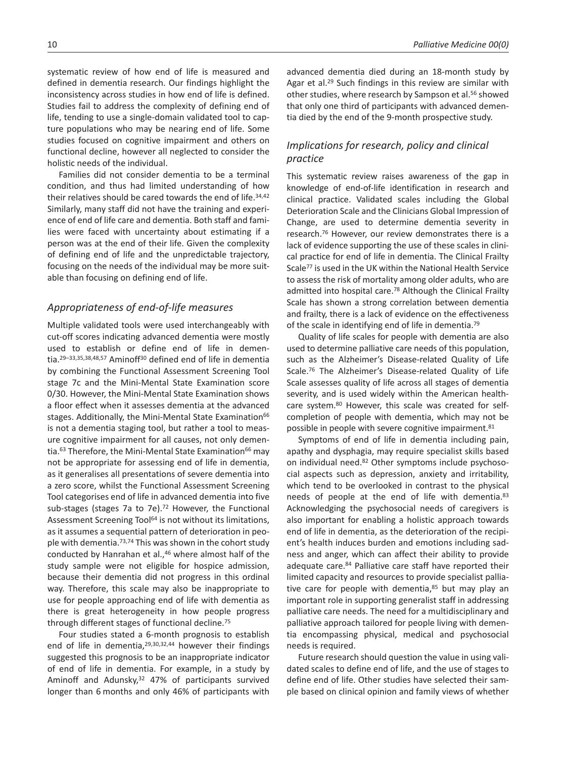systematic review of how end of life is measured and defined in dementia research. Our findings highlight the inconsistency across studies in how end of life is defined. Studies fail to address the complexity of defining end of life, tending to use a single-domain validated tool to capture populations who may be nearing end of life. Some studies focused on cognitive impairment and others on functional decline, however all neglected to consider the holistic needs of the individual.

Families did not consider dementia to be a terminal condition, and thus had limited understanding of how their relatives should be cared towards the end of life.[34,42] Similarly, many staff did not have the training and experience of end of life care and dementia. Both staff and families were faced with uncertainty about estimating if a person was at the end of their life. Given the complexity of defining end of life and the unpredictable trajectory, focusing on the needs of the individual may be more suitable than focusing on defining end of life.

## *Appropriateness of end-of-life measures*

Multiple validated tools were used interchangeably with cut-off scores indicating advanced dementia were mostly used to establish or define end of life in dementia.[29–33,35,38,48,57] Aminoff[30] defined end of life in dementia by combining the Functional Assessment Screening Tool stage 7c and the Mini-Mental State Examination score 0/30. However, the Mini-Mental State Examination shows a floor effect when it assesses dementia at the advanced stages. Additionally, the Mini-Mental State Examination[66] is not a dementia staging tool, but rather a tool to measure cognitive impairment for all causes, not only dementia.[63] Therefore, the Mini-Mental State Examination[66] may not be appropriate for assessing end of life in dementia, as it generalises all presentations of severe dementia into a zero score, whilst the Functional Assessment Screening Tool categorises end of life in advanced dementia into five sub-stages (stages 7a to 7e).[72] However, the Functional Assessment Screening Tool[64] is not without its limitations, as it assumes a sequential pattern of deterioration in people with dementia.[73,74] This was shown in the cohort study conducted by Hanrahan et al.,[46] where almost half of the study sample were not eligible for hospice admission, because their dementia did not progress in this ordinal way. Therefore, this scale may also be inappropriate to use for people approaching end of life with dementia as there is great heterogeneity in how people progress through different stages of functional decline.[75]

Four studies stated a 6-month prognosis to establish end of life in dementia,[29,30,32,44] however their findings suggested this prognosis to be an inappropriate indicator of end of life in dementia. For example, in a study by Aminoff and Adunsky,[32] 47% of participants survived longer than 6 months and only 46% of participants with advanced dementia died during an 18-month study by Agar et al.[29] Such findings in this review are similar with other studies, where research by Sampson et al.[56] showed that only one third of participants with advanced dementia died by the end of the 9-month prospective study.

## *Implications for research, policy and clinical practice*

This systematic review raises awareness of the gap in knowledge of end-of-life identification in research and clinical practice. Validated scales including the Global Deterioration Scale and the Clinicians Global Impression of Change, are used to determine dementia severity in research.[76] However, our review demonstrates there is a lack of evidence supporting the use of these scales in clinical practice for end of life in dementia. The Clinical Frailty Scale[77] is used in the UK within the National Health Service to assess the risk of mortality among older adults, who are admitted into hospital care.[78] Although the Clinical Frailty Scale has shown a strong correlation between dementia and frailty, there is a lack of evidence on the effectiveness of the scale in identifying end of life in dementia.[79]

Quality of life scales for people with dementia are also used to determine palliative care needs of this population, such as the Alzheimer's Disease-related Quality of Life Scale.[76] The Alzheimer's Disease-related Quality of Life Scale assesses quality of life across all stages of dementia severity, and is used widely within the American healthcare system.[80] However, this scale was created for self-completion of people with dementia, which may not be possible in people with severe cognitive impairment.[81]

Symptoms of end of life in dementia including pain, apathy and dysphagia, may require specialist skills based on individual need.[82] Other symptoms include psychosocial aspects such as depression, anxiety and irritability, which tend to be overlooked in contrast to the physical needs of people at the end of life with dementia.[83] Acknowledging the psychosocial needs of caregivers is also important for enabling a holistic approach towards end of life in dementia, as the deterioration of the recipient's health induces burden and emotions including sadness and anger, which can affect their ability to provide adequate care.[84] Palliative care staff have reported their limited capacity and resources to provide specialist palliative care for people with dementia,[85] but may play an important role in supporting generalist staff in addressing palliative care needs. The need for a multidisciplinary and palliative approach tailored for people living with dementia encompassing physical, medical and psychosocial needs is required.

Future research should question the value in using validated scales to define end of life, and the use of stages to define end of life. Other studies have selected their sample based on clinical opinion and family views of whether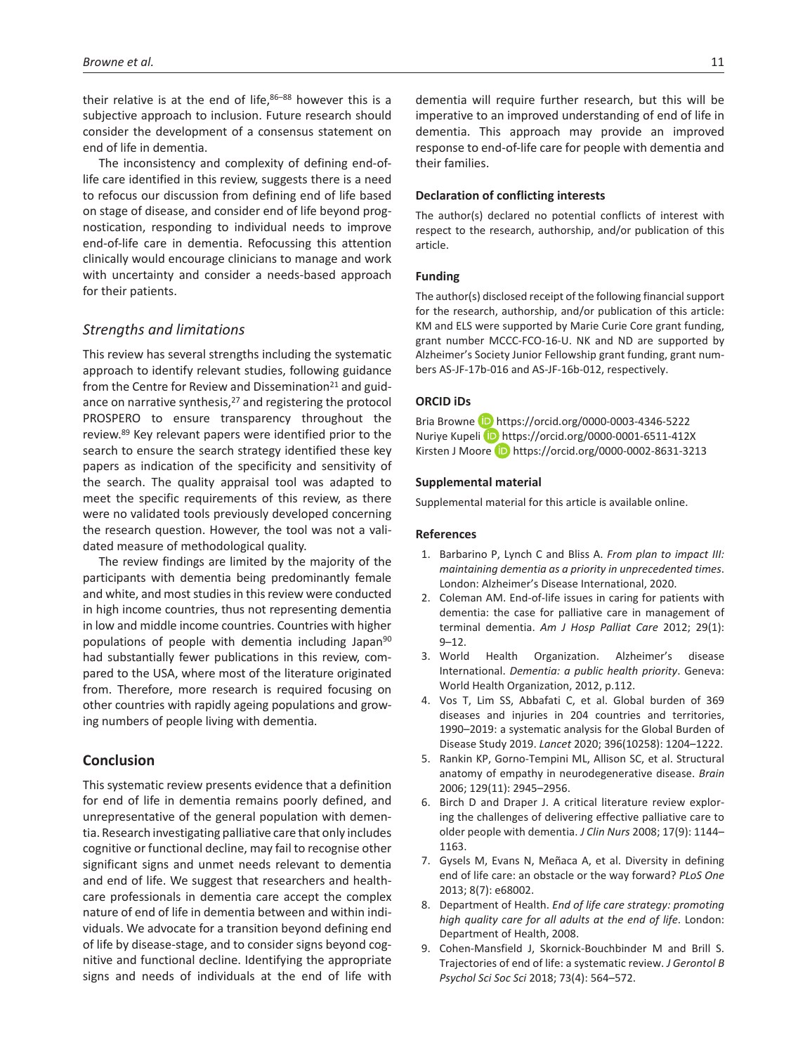their relative is at the end of life,[86–88] however this is a subjective approach to inclusion. Future research should consider the development of a consensus statement on end of life in dementia.

The inconsistency and complexity of defining end-of-life care identified in this review, suggests there is a need to refocus our discussion from defining end of life based on stage of disease, and consider end of life beyond prognostication, responding to individual needs to improve end-of-life care in dementia. Refocussing this attention clinically would encourage clinicians to manage and work with uncertainty and consider a needs-based approach for their patients.

### *Strengths and limitations*

This review has several strengths including the systematic approach to identify relevant studies, following guidance from the Centre for Review and Dissemination[21] and guidance on narrative synthesis,[27] and registering the protocol PROSPERO to ensure transparency throughout the review.[89] Key relevant papers were identified prior to the search to ensure the search strategy identified these key papers as indication of the specificity and sensitivity of the search. The quality appraisal tool was adapted to meet the specific requirements of this review, as there were no validated tools previously developed concerning the research question. However, the tool was not a validated measure of methodological quality.

The review findings are limited by the majority of the participants with dementia being predominantly female and white, and most studies in this review were conducted in high income countries, thus not representing dementia in low and middle income countries. Countries with higher populations of people with dementia including Japan[90] had substantially fewer publications in this review, compared to the USA, where most of the literature originated from. Therefore, more research is required focusing on other countries with rapidly ageing populations and growing numbers of people living with dementia.

## Conclusion

This systematic review presents evidence that a definition for end of life in dementia remains poorly defined, and unrepresentative of the general population with dementia. Research investigating palliative care that only includes cognitive or functional decline, may fail to recognise other significant signs and unmet needs relevant to dementia and end of life. We suggest that researchers and healthcare professionals in dementia care accept the complex nature of end of life in dementia between and within individuals. We advocate for a transition beyond defining end of life by disease-stage, and to consider signs beyond cognitive and functional decline. Identifying the appropriate signs and needs of individuals at the end of life with dementia will require further research, but this will be imperative to an improved understanding of end of life in dementia. This approach may provide an improved response to end-of-life care for people with dementia and their families.

### Declaration of conflicting interests

The author(s) declared no potential conflicts of interest with respect to the research, authorship, and/or publication of this article.

### Funding

The author(s) disclosed receipt of the following financial support for the research, authorship, and/or publication of this article: KM and ELS were supported by Marie Curie Core grant funding, grant number MCCC-FCO-16-U. NK and ND are supported by Alzheimer's Society Junior Fellowship grant funding, grant numbers AS-JF-17b-016 and AS-JF-16b-012, respectively.

### ORCID iDs

Bria Browne https://orcid.org/0000-0003-4346-5222
Nuriye Kupeli https://orcid.org/0000-0001-6511-412X
Kirsten J Moore https://orcid.org/0000-0002-8631-3213

### Supplemental material

Supplemental material for this article is available online.

### References

1. Barbarino P, Lynch C and Bliss A. *From plan to impact III: maintaining dementia as a priority in unprecedented times*. London: Alzheimer's Disease International, 2020.
2. Coleman AM. End-of-life issues in caring for patients with dementia: the case for palliative care in management of terminal dementia. *Am J Hosp Palliat Care* 2012; 29(1): 9–12.
3. World Health Organization. Alzheimer's disease International. *Dementia: a public health priority*. Geneva: World Health Organization, 2012, p.112.
4. Vos T, Lim SS, Abbafati C, et al. Global burden of 369 diseases and injuries in 204 countries and territories, 1990–2019: a systematic analysis for the Global Burden of Disease Study 2019. *Lancet* 2020; 396(10258): 1204–1222.
5. Rankin KP, Gorno-Tempini ML, Allison SC, et al. Structural anatomy of empathy in neurodegenerative disease. *Brain* 2006; 129(11): 2945–2956.
6. Birch D and Draper J. A critical literature review exploring the challenges of delivering effective palliative care to older people with dementia. *J Clin Nurs* 2008; 17(9): 1144–1163.
7. Gysels M, Evans N, Meñaca A, et al. Diversity in defining end of life care: an obstacle or the way forward? *PLoS One* 2013; 8(7): e68002.
8. Department of Health. *End of life care strategy: promoting high quality care for all adults at the end of life*. London: Department of Health, 2008.
9. Cohen-Mansfield J, Skornick-Bouchbinder M and Brill S. Trajectories of end of life: a systematic review. *J Gerontol B Psychol Sci Soc Sci* 2018; 73(4): 564–572.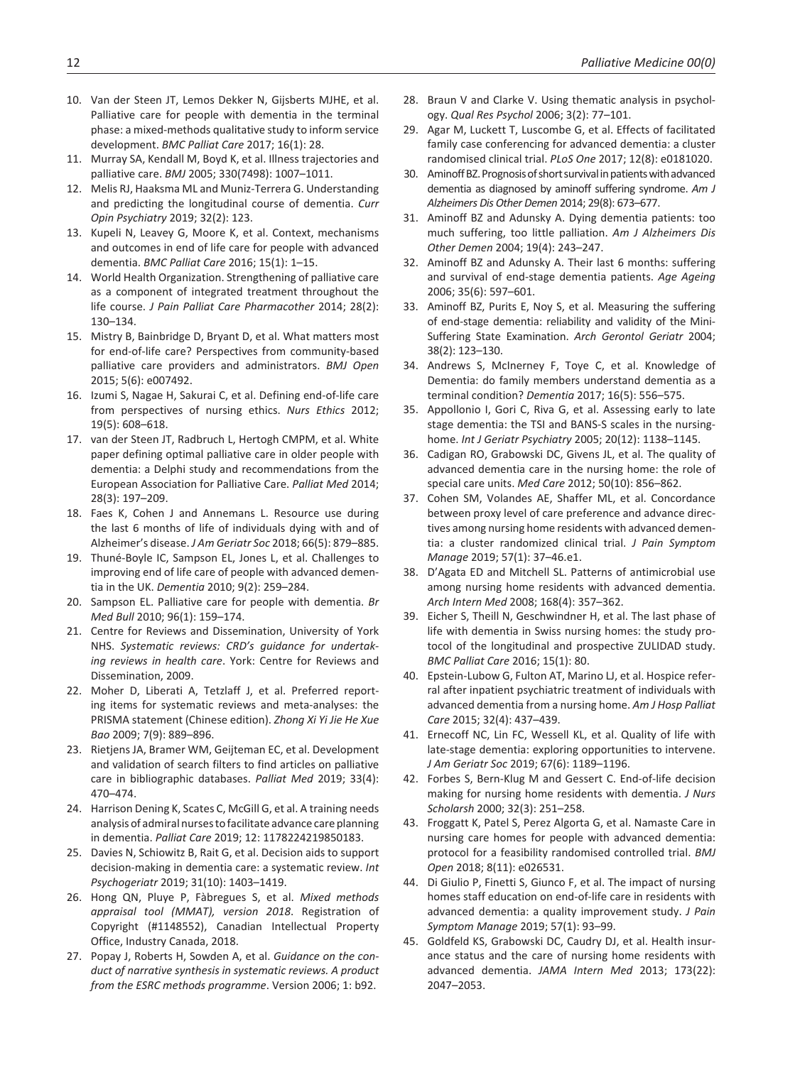10. Van der Steen JT, Lemos Dekker N, Gijsberts MJHE, et al. Palliative care for people with dementia in the terminal phase: a mixed-methods qualitative study to inform service development. *BMC Palliat Care* 2017; 16(1): 28.
11. Murray SA, Kendall M, Boyd K, et al. Illness trajectories and palliative care. *BMJ* 2005; 330(7498): 1007–1011.
12. Melis RJ, Haaksma ML and Muniz-Terrera G. Understanding and predicting the longitudinal course of dementia. *Curr Opin Psychiatry* 2019; 32(2): 123.
13. Kupeli N, Leavey G, Moore K, et al. Context, mechanisms and outcomes in end of life care for people with advanced dementia. *BMC Palliat Care* 2016; 15(1): 1–15.
14. World Health Organization. Strengthening of palliative care as a component of integrated treatment throughout the life course. *J Pain Palliat Care Pharmacother* 2014; 28(2): 130–134.
15. Mistry B, Bainbridge D, Bryant D, et al. What matters most for end-of-life care? Perspectives from community-based palliative care providers and administrators. *BMJ Open* 2015; 5(6): e007492.
16. Izumi S, Nagae H, Sakurai C, et al. Defining end-of-life care from perspectives of nursing ethics. *Nurs Ethics* 2012; 19(5): 608–618.
17. van der Steen JT, Radbruch L, Hertogh CMPM, et al. White paper defining optimal palliative care in older people with dementia: a Delphi study and recommendations from the European Association for Palliative Care. *Palliat Med* 2014; 28(3): 197–209.
18. Faes K, Cohen J and Annemans L. Resource use during the last 6 months of life of individuals dying with and of Alzheimer's disease. *J Am Geriatr Soc* 2018; 66(5): 879–885.
19. Thuné-Boyle IC, Sampson EL, Jones L, et al. Challenges to improving end of life care of people with advanced dementia in the UK. *Dementia* 2010; 9(2): 259–284.
20. Sampson EL. Palliative care for people with dementia. *Br Med Bull* 2010; 96(1): 159–174.
21. Centre for Reviews and Dissemination, University of York NHS. *Systematic reviews: CRD's guidance for undertaking reviews in health care*. York: Centre for Reviews and Dissemination, 2009.
22. Moher D, Liberati A, Tetzlaff J, et al. Preferred reporting items for systematic reviews and meta-analyses: the PRISMA statement (Chinese edition). *Zhong Xi Yi Jie He Xue Bao* 2009; 7(9): 889–896.
23. Rietjens JA, Bramer WM, Geijteman EC, et al. Development and validation of search filters to find articles on palliative care in bibliographic databases. *Palliat Med* 2019; 33(4): 470–474.
24. Harrison Dening K, Scates C, McGill G, et al. A training needs analysis of admiral nurses to facilitate advance care planning in dementia. *Palliat Care* 2019; 12: 1178224219850183.
25. Davies N, Schiowitz B, Rait G, et al. Decision aids to support decision-making in dementia care: a systematic review. *Int Psychogeriatr* 2019; 31(10): 1403–1419.
26. Hong QN, Pluye P, Fàbregues S, et al. *Mixed methods appraisal tool (MMAT), version 2018*. Registration of Copyright (#1148552), Canadian Intellectual Property Office, Industry Canada, 2018.
27. Popay J, Roberts H, Sowden A, et al. *Guidance on the conduct of narrative synthesis in systematic reviews. A product from the ESRC methods programme*. Version 2006; 1: b92.
28. Braun V and Clarke V. Using thematic analysis in psychology. *Qual Res Psychol* 2006; 3(2): 77–101.
29. Agar M, Luckett T, Luscombe G, et al. Effects of facilitated family case conferencing for advanced dementia: a cluster randomised clinical trial. *PLoS One* 2017; 12(8): e0181020.
30. Aminoff BZ. Prognosis of short survival in patients with advanced dementia as diagnosed by aminoff suffering syndrome. *Am J Alzheimers Dis Other Demen* 2014; 29(8): 673–677.
31. Aminoff BZ and Adunsky A. Dying dementia patients: too much suffering, too little palliation. *Am J Alzheimers Dis Other Demen* 2004; 19(4): 243–247.
32. Aminoff BZ and Adunsky A. Their last 6 months: suffering and survival of end-stage dementia patients. *Age Ageing* 2006; 35(6): 597–601.
33. Aminoff BZ, Purits E, Noy S, et al. Measuring the suffering of end-stage dementia: reliability and validity of the Mini-Suffering State Examination. *Arch Gerontol Geriatr* 2004; 38(2): 123–130.
34. Andrews S, McInerney F, Toye C, et al. Knowledge of Dementia: do family members understand dementia as a terminal condition? *Dementia* 2017; 16(5): 556–575.
35. Appollonio I, Gori C, Riva G, et al. Assessing early to late stage dementia: the TSI and BANS-S scales in the nursing-home. *Int J Geriatr Psychiatry* 2005; 20(12): 1138–1145.
36. Cadigan RO, Grabowski DC, Givens JL, et al. The quality of advanced dementia care in the nursing home: the role of special care units. *Med Care* 2012; 50(10): 856–862.
37. Cohen SM, Volandes AE, Shaffer ML, et al. Concordance between proxy level of care preference and advance directives among nursing home residents with advanced dementia: a cluster randomized clinical trial. *J Pain Symptom Manage* 2019; 57(1): 37–46.e1.
38. D'Agata ED and Mitchell SL. Patterns of antimicrobial use among nursing home residents with advanced dementia. *Arch Intern Med* 2008; 168(4): 357–362.
39. Eicher S, Theill N, Geschwindner H, et al. The last phase of life with dementia in Swiss nursing homes: the study protocol of the longitudinal and prospective ZULIDAD study. *BMC Palliat Care* 2016; 15(1): 80.
40. Epstein-Lubow G, Fulton AT, Marino LJ, et al. Hospice referral after inpatient psychiatric treatment of individuals with advanced dementia from a nursing home. *Am J Hosp Palliat Care* 2015; 32(4): 437–439.
41. Ernecoff NC, Lin FC, Wessell KL, et al. Quality of life with late-stage dementia: exploring opportunities to intervene. *J Am Geriatr Soc* 2019; 67(6): 1189–1196.
42. Forbes S, Bern-Klug M and Gessert C. End-of-life decision making for nursing home residents with dementia. *J Nurs Scholarsh* 2000; 32(3): 251–258.
43. Froggatt K, Patel S, Perez Algorta G, et al. Namaste Care in nursing care homes for people with advanced dementia: protocol for a feasibility randomised controlled trial. *BMJ Open* 2018; 8(11): e026531.
44. Di Giulio P, Finetti S, Giunco F, et al. The impact of nursing homes staff education on end-of-life care in residents with advanced dementia: a quality improvement study. *J Pain Symptom Manage* 2019; 57(1): 93–99.
45. Goldfeld KS, Grabowski DC, Caudry DJ, et al. Health insurance status and the care of nursing home residents with advanced dementia. *JAMA Intern Med* 2013; 173(22): 2047–2053.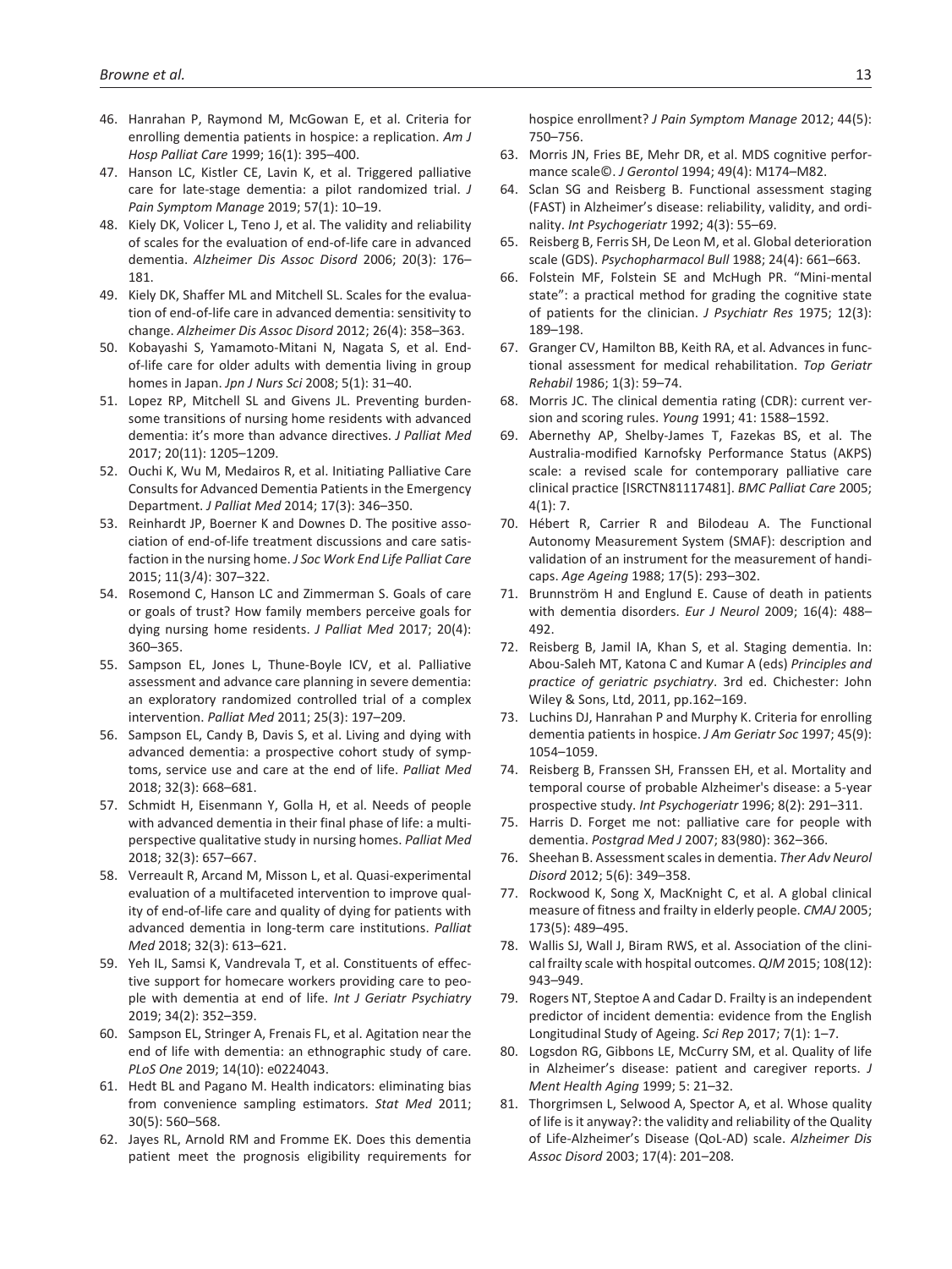46. Hanrahan P, Raymond M, McGowan E, et al. Criteria for enrolling dementia patients in hospice: a replication. *Am J Hosp Palliat Care* 1999; 16(1): 395–400.
47. Hanson LC, Kistler CE, Lavin K, et al. Triggered palliative care for late-stage dementia: a pilot randomized trial. *J Pain Symptom Manage* 2019; 57(1): 10–19.
48. Kiely DK, Volicer L, Teno J, et al. The validity and reliability of scales for the evaluation of end-of-life care in advanced dementia. *Alzheimer Dis Assoc Disord* 2006; 20(3): 176–181.
49. Kiely DK, Shaffer ML and Mitchell SL. Scales for the evaluation of end-of-life care in advanced dementia: sensitivity to change. *Alzheimer Dis Assoc Disord* 2012; 26(4): 358–363.
50. Kobayashi S, Yamamoto-Mitani N, Nagata S, et al. End-of-life care for older adults with dementia living in group homes in Japan. *Jpn J Nurs Sci* 2008; 5(1): 31–40.
51. Lopez RP, Mitchell SL and Givens JL. Preventing burdensome transitions of nursing home residents with advanced dementia: it's more than advance directives. *J Palliat Med* 2017; 20(11): 1205–1209.
52. Ouchi K, Wu M, Medairos R, et al. Initiating Palliative Care Consults for Advanced Dementia Patients in the Emergency Department. *J Palliat Med* 2014; 17(3): 346–350.
53. Reinhardt JP, Boerner K and Downes D. The positive association of end-of-life treatment discussions and care satisfaction in the nursing home. *J Soc Work End Life Palliat Care* 2015; 11(3/4): 307–322.
54. Rosemond C, Hanson LC and Zimmerman S. Goals of care or goals of trust? How family members perceive goals for dying nursing home residents. *J Palliat Med* 2017; 20(4): 360–365.
55. Sampson EL, Jones L, Thune-Boyle ICV, et al. Palliative assessment and advance care planning in severe dementia: an exploratory randomized controlled trial of a complex intervention. *Palliat Med* 2011; 25(3): 197–209.
56. Sampson EL, Candy B, Davis S, et al. Living and dying with advanced dementia: a prospective cohort study of symptoms, service use and care at the end of life. *Palliat Med* 2018; 32(3): 668–681.
57. Schmidt H, Eisenmann Y, Golla H, et al. Needs of people with advanced dementia in their final phase of life: a multi-perspective qualitative study in nursing homes. *Palliat Med* 2018; 32(3): 657–667.
58. Verreault R, Arcand M, Misson L, et al. Quasi-experimental evaluation of a multifaceted intervention to improve quality of end-of-life care and quality of dying for patients with advanced dementia in long-term care institutions. *Palliat Med* 2018; 32(3): 613–621.
59. Yeh IL, Samsi K, Vandrevala T, et al. Constituents of effective support for homecare workers providing care to people with dementia at end of life. *Int J Geriatr Psychiatry* 2019; 34(2): 352–359.
60. Sampson EL, Stringer A, Frenais FL, et al. Agitation near the end of life with dementia: an ethnographic study of care. *PLoS One* 2019; 14(10): e0224043.
61. Hedt BL and Pagano M. Health indicators: eliminating bias from convenience sampling estimators. *Stat Med* 2011; 30(5): 560–568.
62. Jayes RL, Arnold RM and Fromme EK. Does this dementia patient meet the prognosis eligibility requirements for hospice enrollment? *J Pain Symptom Manage* 2012; 44(5): 750–756.
63. Morris JN, Fries BE, Mehr DR, et al. MDS cognitive performance scale©. *J Gerontol* 1994; 49(4): M174–M82.
64. Sclan SG and Reisberg B. Functional assessment staging (FAST) in Alzheimer's disease: reliability, validity, and ordinality. *Int Psychogeriatr* 1992; 4(3): 55–69.
65. Reisberg B, Ferris SH, De Leon M, et al. Global deterioration scale (GDS). *Psychopharmacol Bull* 1988; 24(4): 661–663.
66. Folstein MF, Folstein SE and McHugh PR. "Mini-mental state": a practical method for grading the cognitive state of patients for the clinician. *J Psychiatr Res* 1975; 12(3): 189–198.
67. Granger CV, Hamilton BB, Keith RA, et al. Advances in functional assessment for medical rehabilitation. *Top Geriatr Rehabil* 1986; 1(3): 59–74.
68. Morris JC. The clinical dementia rating (CDR): current version and scoring rules. *Young* 1991; 41: 1588–1592.
69. Abernethy AP, Shelby-James T, Fazekas BS, et al. The Australia-modified Karnofsky Performance Status (AKPS) scale: a revised scale for contemporary palliative care clinical practice [ISRCTN81117481]. *BMC Palliat Care* 2005; 4(1): 7.
70. Hébert R, Carrier R and Bilodeau A. The Functional Autonomy Measurement System (SMAF): description and validation of an instrument for the measurement of handicaps. *Age Ageing* 1988; 17(5): 293–302.
71. Brunnström H and Englund E. Cause of death in patients with dementia disorders. *Eur J Neurol* 2009; 16(4): 488–492.
72. Reisberg B, Jamil IA, Khan S, et al. Staging dementia. In: Abou-Saleh MT, Katona C and Kumar A (eds) *Principles and practice of geriatric psychiatry*. 3rd ed. Chichester: John Wiley & Sons, Ltd, 2011, pp.162–169.
73. Luchins DJ, Hanrahan P and Murphy K. Criteria for enrolling dementia patients in hospice. *J Am Geriatr Soc* 1997; 45(9): 1054–1059.
74. Reisberg B, Franssen SH, Franssen EH, et al. Mortality and temporal course of probable Alzheimer's disease: a 5-year prospective study. *Int Psychogeriatr* 1996; 8(2): 291–311.
75. Harris D. Forget me not: palliative care for people with dementia. *Postgrad Med J* 2007; 83(980): 362–366.
76. Sheehan B. Assessment scales in dementia. *Ther Adv Neurol Disord* 2012; 5(6): 349–358.
77. Rockwood K, Song X, MacKnight C, et al. A global clinical measure of fitness and frailty in elderly people. *CMAJ* 2005; 173(5): 489–495.
78. Wallis SJ, Wall J, Biram RWS, et al. Association of the clinical frailty scale with hospital outcomes. *QJM* 2015; 108(12): 943–949.
79. Rogers NT, Steptoe A and Cadar D. Frailty is an independent predictor of incident dementia: evidence from the English Longitudinal Study of Ageing. *Sci Rep* 2017; 7(1): 1–7.
80. Logsdon RG, Gibbons LE, McCurry SM, et al. Quality of life in Alzheimer's disease: patient and caregiver reports. *J Ment Health Aging* 1999; 5: 21–32.
81. Thorgrimsen L, Selwood A, Spector A, et al. Whose quality of life is it anyway?: the validity and reliability of the Quality of Life-Alzheimer's Disease (QoL-AD) scale. *Alzheimer Dis Assoc Disord* 2003; 17(4): 201–208.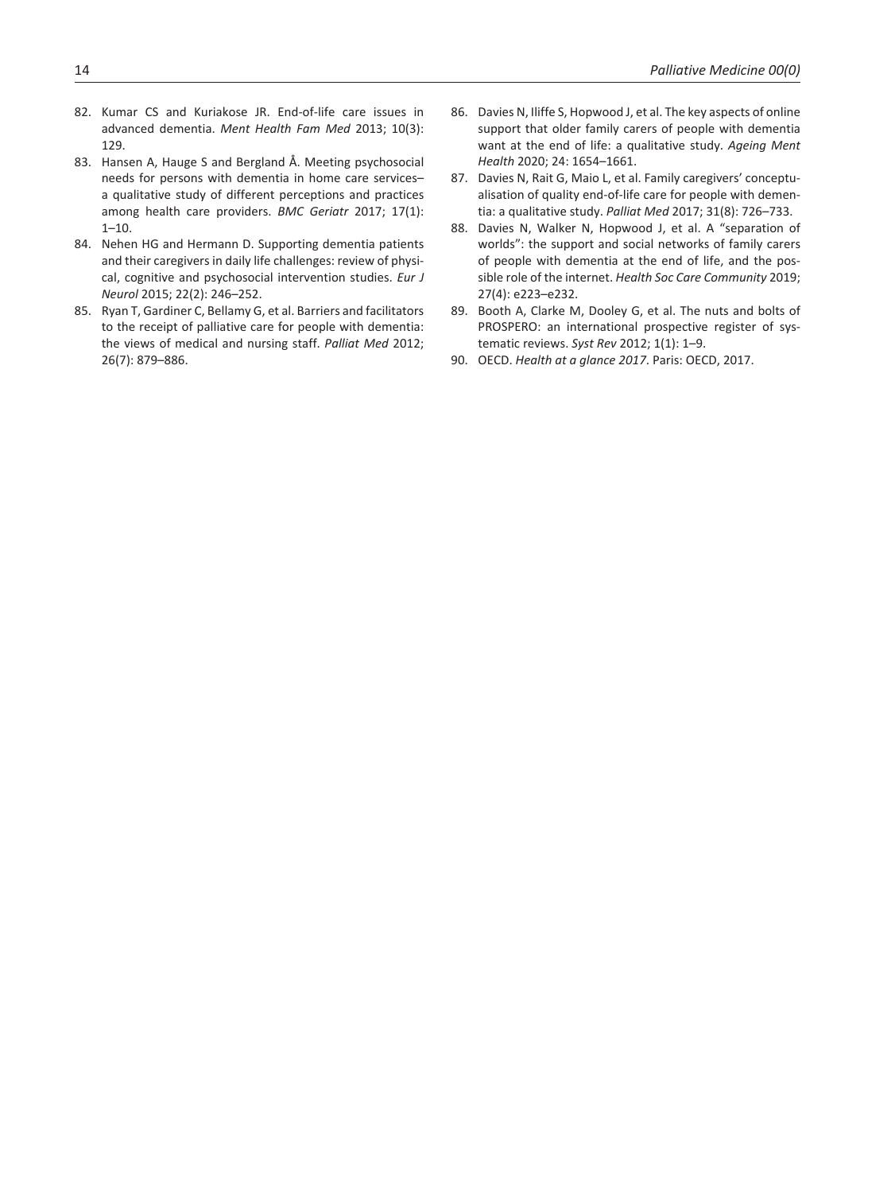82. Kumar CS and Kuriakose JR. End-of-life care issues in advanced dementia. *Ment Health Fam Med* 2013; 10(3): 129.
83. Hansen A, Hauge S and Bergland Å. Meeting psychosocial needs for persons with dementia in home care services–a qualitative study of different perceptions and practices among health care providers. *BMC Geriatr* 2017; 17(1): 1–10.
84. Nehen HG and Hermann D. Supporting dementia patients and their caregivers in daily life challenges: review of physical, cognitive and psychosocial intervention studies. *Eur J Neurol* 2015; 22(2): 246–252.
85. Ryan T, Gardiner C, Bellamy G, et al. Barriers and facilitators to the receipt of palliative care for people with dementia: the views of medical and nursing staff. *Palliat Med* 2012; 26(7): 879–886.
86. Davies N, Iliffe S, Hopwood J, et al. The key aspects of online support that older family carers of people with dementia want at the end of life: a qualitative study. *Ageing Ment Health* 2020; 24: 1654–1661.
87. Davies N, Rait G, Maio L, et al. Family caregivers' conceptualisation of quality end-of-life care for people with dementia: a qualitative study. *Palliat Med* 2017; 31(8): 726–733.
88. Davies N, Walker N, Hopwood J, et al. A "separation of worlds": the support and social networks of family carers of people with dementia at the end of life, and the possible role of the internet. *Health Soc Care Community* 2019; 27(4): e223–e232.
89. Booth A, Clarke M, Dooley G, et al. The nuts and bolts of PROSPERO: an international prospective register of systematic reviews. *Syst Rev* 2012; 1(1): 1–9.
90. OECD. *Health at a glance 2017*. Paris: OECD, 2017.